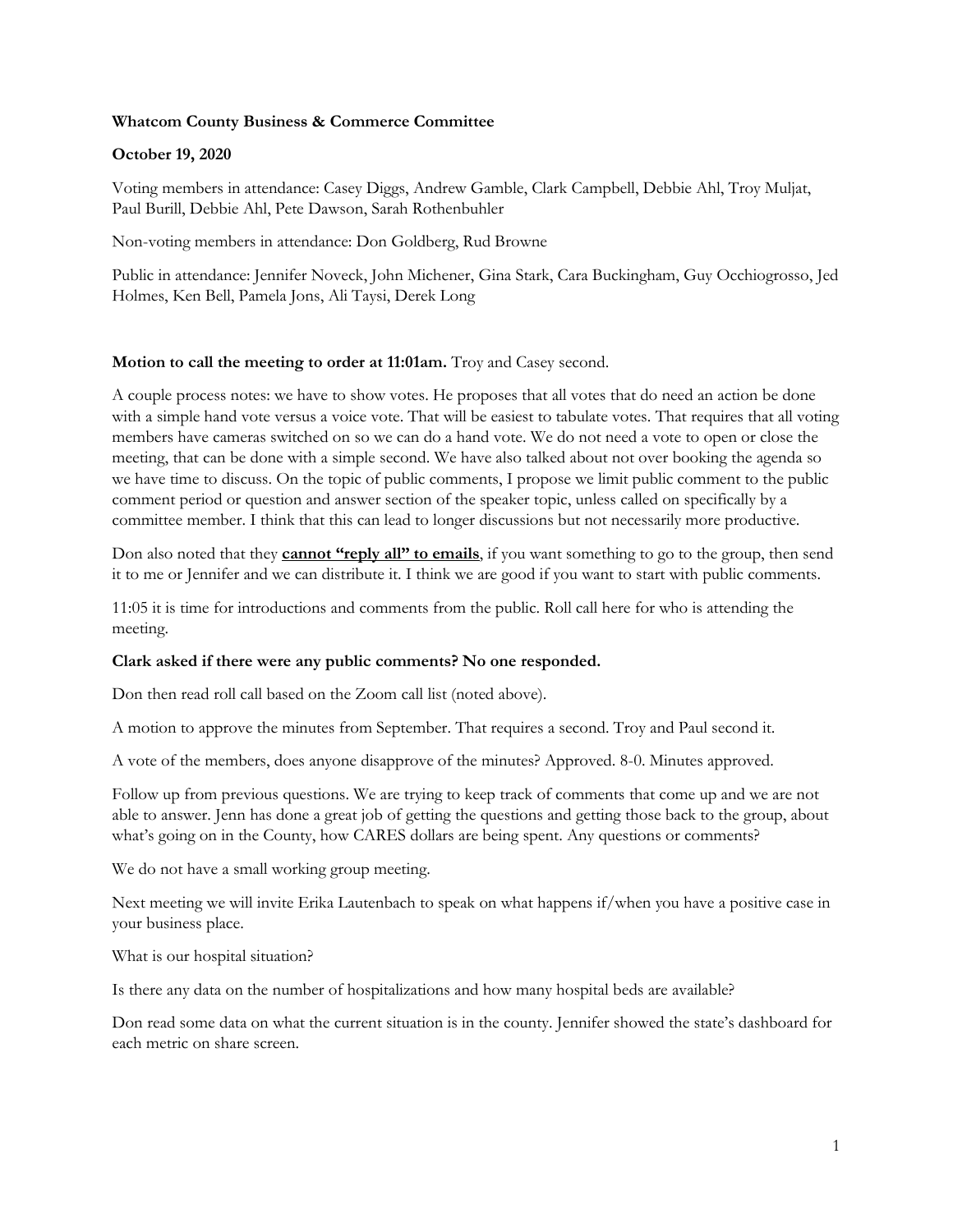**Whatcom County Business & Commerce Committee**

**October 19, 2020**

Voting members in attendance: Casey Diggs, Andrew Gamble, Clark Campbell, Debbie Ahl, Troy Muljat, Paul Burill, Debbie Ahl, Pete Dawson, Sarah Rothenbuhler

Non-voting members in attendance: Don Goldberg, Rud Browne

Public in attendance: Jennifer Noveck, John Michener, Gina Stark, Cara Buckingham, Guy Occhiogrosso, Jed Holmes, Ken Bell, Pamela Jons, Ali Taysi, Derek Long

**Motion to call the meeting to order at 11:01am.** Troy and Casey second.

A couple process notes: we have to show votes. He proposes that all votes that do need an action be done with a simple hand vote versus a voice vote. That will be easiest to tabulate votes. That requires that all voting members have cameras switched on so we can do a hand vote. We do not need a vote to open or close the meeting, that can be done with a simple second. We have also talked about not over booking the agenda so we have time to discuss. On the topic of public comments, I propose we limit public comment to the public comment period or question and answer section of the speaker topic, unless called on specifically by a committee member. I think that this can lead to longer discussions but not necessarily more productive.

Don also noted that they **cannot "reply all" to emails**, if you want something to go to the group, then send it to me or Jennifer and we can distribute it. I think we are good if you want to start with public comments.

11:05 it is time for introductions and comments from the public. Roll call here for who is attending the meeting.

**Clark asked if there were any public comments? No one responded.**

Don then read roll call based on the Zoom call list (noted above).

A motion to approve the minutes from September. That requires a second. Troy and Paul second it.

A vote of the members, does anyone disapprove of the minutes? Approved. 8-0. Minutes approved.

Follow up from previous questions. We are trying to keep track of comments that come up and we are not able to answer. Jenn has done a great job of getting the questions and getting those back to the group, about what's going on in the County, how CARES dollars are being spent. Any questions or comments?

We do not have a small working group meeting.

Next meeting we will invite Erika Lautenbach to speak on what happens if/when you have a positive case in your business place.

What is our hospital situation?

Is there any data on the number of hospitalizations and how many hospital beds are available?

Don read some data on what the current situation is in the county. Jennifer showed the state's dashboard for each metric on share screen.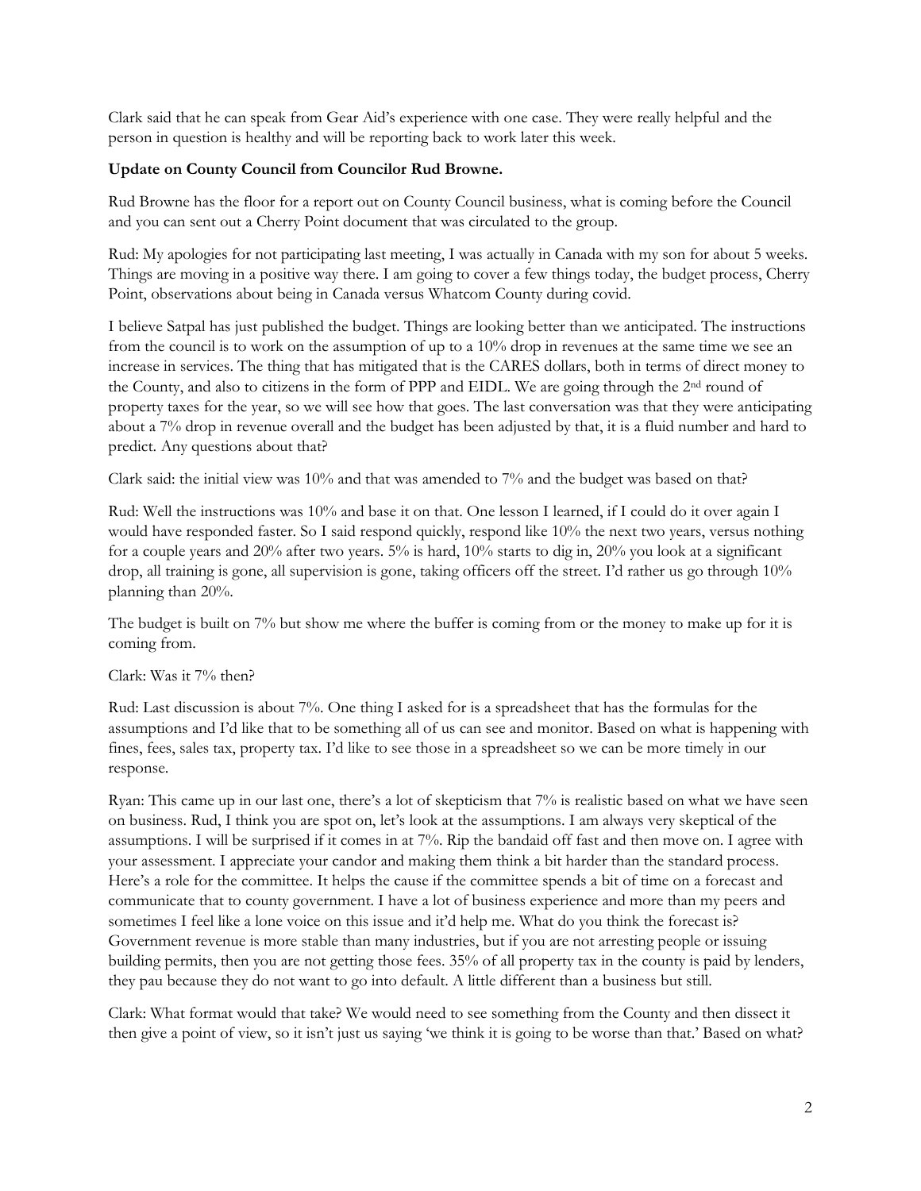Clark said that he can speak from Gear Aid's experience with one case. They were really helpful and the person in question is healthy and will be reporting back to work later this week.

**Update on County Council from Councilor Rud Browne.**

Rud Browne has the floor for a report out on County Council business, what is coming before the Council and you can sent out a Cherry Point document that was circulated to the group.

Rud: My apologies for not participating last meeting, I was actually in Canada with my son for about 5 weeks. Things are moving in a positive way there. I am going to cover a few things today, the budget process, Cherry Point, observations about being in Canada versus Whatcom County during covid.

I believe Satpal has just published the budget. Things are looking better than we anticipated. The instructions from the council is to work on the assumption of up to a 10% drop in revenues at the same time we see an increase in services. The thing that has mitigated that is the CARES dollars, both in terms of direct money to the County, and also to citizens in the form of PPP and EIDL. We are going through the 2nd round of property taxes for the year, so we will see how that goes. The last conversation was that they were anticipating about a 7% drop in revenue overall and the budget has been adjusted by that, it is a fluid number and hard to predict. Any questions about that?

Clark said: the initial view was 10% and that was amended to 7% and the budget was based on that?

Rud: Well the instructions was 10% and base it on that. One lesson I learned, if I could do it over again I would have responded faster. So I said respond quickly, respond like 10% the next two years, versus nothing for a couple years and 20% after two years. 5% is hard, 10% starts to dig in, 20% you look at a significant drop, all training is gone, all supervision is gone, taking officers off the street. I'd rather us go through 10% planning than 20%.

The budget is built on 7% but show me where the buffer is coming from or the money to make up for it is coming from.

Clark: Was it 7% then?

Rud: Last discussion is about 7%. One thing I asked for is a spreadsheet that has the formulas for the assumptions and I'd like that to be something all of us can see and monitor. Based on what is happening with fines, fees, sales tax, property tax. I'd like to see those in a spreadsheet so we can be more timely in our response.

Ryan: This came up in our last one, there's a lot of skepticism that 7% is realistic based on what we have seen on business. Rud, I think you are spot on, let's look at the assumptions. I am always very skeptical of the assumptions. I will be surprised if it comes in at 7%. Rip the bandaid off fast and then move on. I agree with your assessment. I appreciate your candor and making them think a bit harder than the standard process. Here's a role for the committee. It helps the cause if the committee spends a bit of time on a forecast and communicate that to county government. I have a lot of business experience and more than my peers and sometimes I feel like a lone voice on this issue and it'd help me. What do you think the forecast is? Government revenue is more stable than many industries, but if you are not arresting people or issuing building permits, then you are not getting those fees. 35% of all property tax in the county is paid by lenders, they pau because they do not want to go into default. A little different than a business but still.

Clark: What format would that take? We would need to see something from the County and then dissect it then give a point of view, so it isn't just us saying 'we think it is going to be worse than that.' Based on what?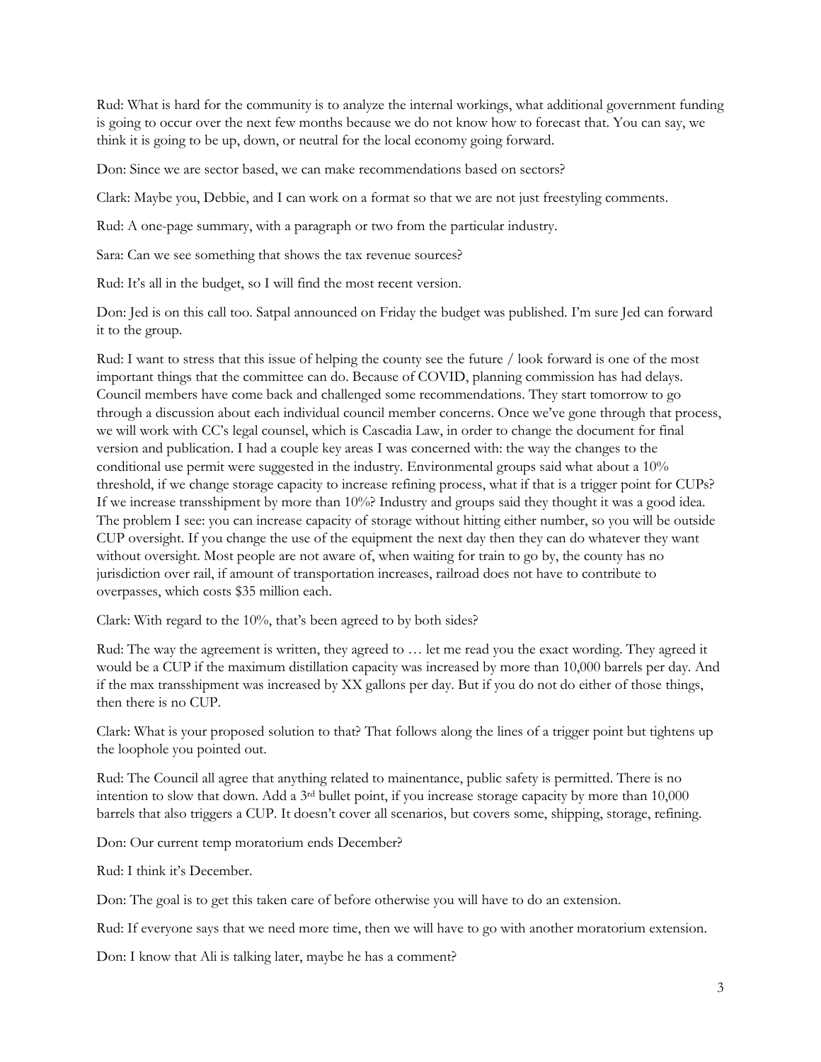Rud: What is hard for the community is to analyze the internal workings, what additional government funding is going to occur over the next few months because we do not know how to forecast that. You can say, we think it is going to be up, down, or neutral for the local economy going forward.

Don: Since we are sector based, we can make recommendations based on sectors?

Clark: Maybe you, Debbie, and I can work on a format so that we are not just freestyling comments.

Rud: A one-page summary, with a paragraph or two from the particular industry.

Sara: Can we see something that shows the tax revenue sources?

Rud: It's all in the budget, so I will find the most recent version.

Don: Jed is on this call too. Satpal announced on Friday the budget was published. I'm sure Jed can forward it to the group.

Rud: I want to stress that this issue of helping the county see the future / look forward is one of the most important things that the committee can do. Because of COVID, planning commission has had delays. Council members have come back and challenged some recommendations. They start tomorrow to go through a discussion about each individual council member concerns. Once we've gone through that process, we will work with CC's legal counsel, which is Cascadia Law, in order to change the document for final version and publication. I had a couple key areas I was concerned with: the way the changes to the conditional use permit were suggested in the industry. Environmental groups said what about a 10% threshold, if we change storage capacity to increase refining process, what if that is a trigger point for CUPs? If we increase transshipment by more than 10%? Industry and groups said they thought it was a good idea. The problem I see: you can increase capacity of storage without hitting either number, so you will be outside CUP oversight. If you change the use of the equipment the next day then they can do whatever they want without oversight. Most people are not aware of, when waiting for train to go by, the county has no jurisdiction over rail, if amount of transportation increases, railroad does not have to contribute to overpasses, which costs $35 million each.

Clark: With regard to the 10%, that's been agreed to by both sides?

Rud: The way the agreement is written, they agreed to … let me read you the exact wording. They agreed it would be a CUP if the maximum distillation capacity was increased by more than 10,000 barrels per day. And if the max transshipment was increased by XX gallons per day. But if you do not do either of those things, then there is no CUP.

Clark: What is your proposed solution to that? That follows along the lines of a trigger point but tightens up the loophole you pointed out.

Rud: The Council all agree that anything related to maintenance, public safety is permitted. There is no intention to slow that down. Add a 3rd bullet point, if you increase storage capacity by more than 10,000 barrels that also triggers a CUP. It doesn't cover all scenarios, but covers some, shipping, storage, refining.

Don: Our current temp moratorium ends December?

Rud: I think it's December.

Don: The goal is to get this taken care of before otherwise you will have to do an extension.

Rud: If everyone says that we need more time, then we will have to go with another moratorium extension.

Don: I know that Ali is talking later, maybe he has a comment?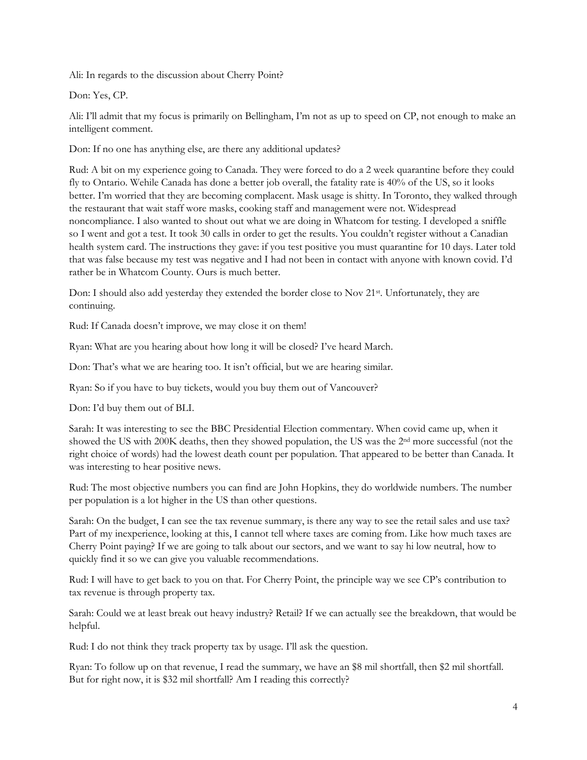Ali: In regards to the discussion about Cherry Point?

Don: Yes, CP.

Ali: I'll admit that my focus is primarily on Bellingham, I'm not as up to speed on CP, not enough to make an intelligent comment.

Don: If no one has anything else, are there any additional updates?

Rud: A bit on my experience going to Canada. They were forced to do a 2 week quarantine before they could fly to Ontario. Wehile Canada has done a better job overall, the fatality rate is 40% of the US, so it looks better. I'm worried that they are becoming complacent. Mask usage is shitty. In Toronto, they walked through the restaurant that wait staff wore masks, cooking staff and management were not. Widespread noncompliance. I also wanted to shout out what we are doing in Whatcom for testing. I developed a sniffle so I went and got a test. It took 30 calls in order to get the results. You couldn't register without a Canadian health system card. The instructions they gave: if you test positive you must quarantine for 10 days. Later told that was false because my test was negative and I had not been in contact with anyone with known covid. I'd rather be in Whatcom County. Ours is much better.

Don: I should also add yesterday they extended the border close to Nov 21st. Unfortunately, they are continuing.

Rud: If Canada doesn't improve, we may close it on them!

Ryan: What are you hearing about how long it will be closed? I've heard March.

Don: That's what we are hearing too. It isn't official, but we are hearing similar.

Ryan: So if you have to buy tickets, would you buy them out of Vancouver?

Don: I'd buy them out of BLI.

Sarah: It was interesting to see the BBC Presidential Election commentary. When covid came up, when it showed the US with 200K deaths, then they showed population, the US was the 2nd more successful (not the right choice of words) had the lowest death count per population. That appeared to be better than Canada. It was interesting to hear positive news.

Rud: The most objective numbers you can find are John Hopkins, they do worldwide numbers. The number per population is a lot higher in the US than other questions.

Sarah: On the budget, I can see the tax revenue summary, is there any way to see the retail sales and use tax? Part of my inexperience, looking at this, I cannot tell where taxes are coming from. Like how much taxes are Cherry Point paying? If we are going to talk about our sectors, and we want to say hi low neutral, how to quickly find it so we can give you valuable recommendations.

Rud: I will have to get back to you on that. For Cherry Point, the principle way we see CP's contribution to tax revenue is through property tax.

Sarah: Could we at least break out heavy industry? Retail? If we can actually see the breakdown, that would be helpful.

Rud: I do not think they track property tax by usage. I'll ask the question.

Ryan: To follow up on that revenue, I read the summary, we have an $8 mil shortfall, then $2 mil shortfall. But for right now, it is $32 mil shortfall? Am I reading this correctly?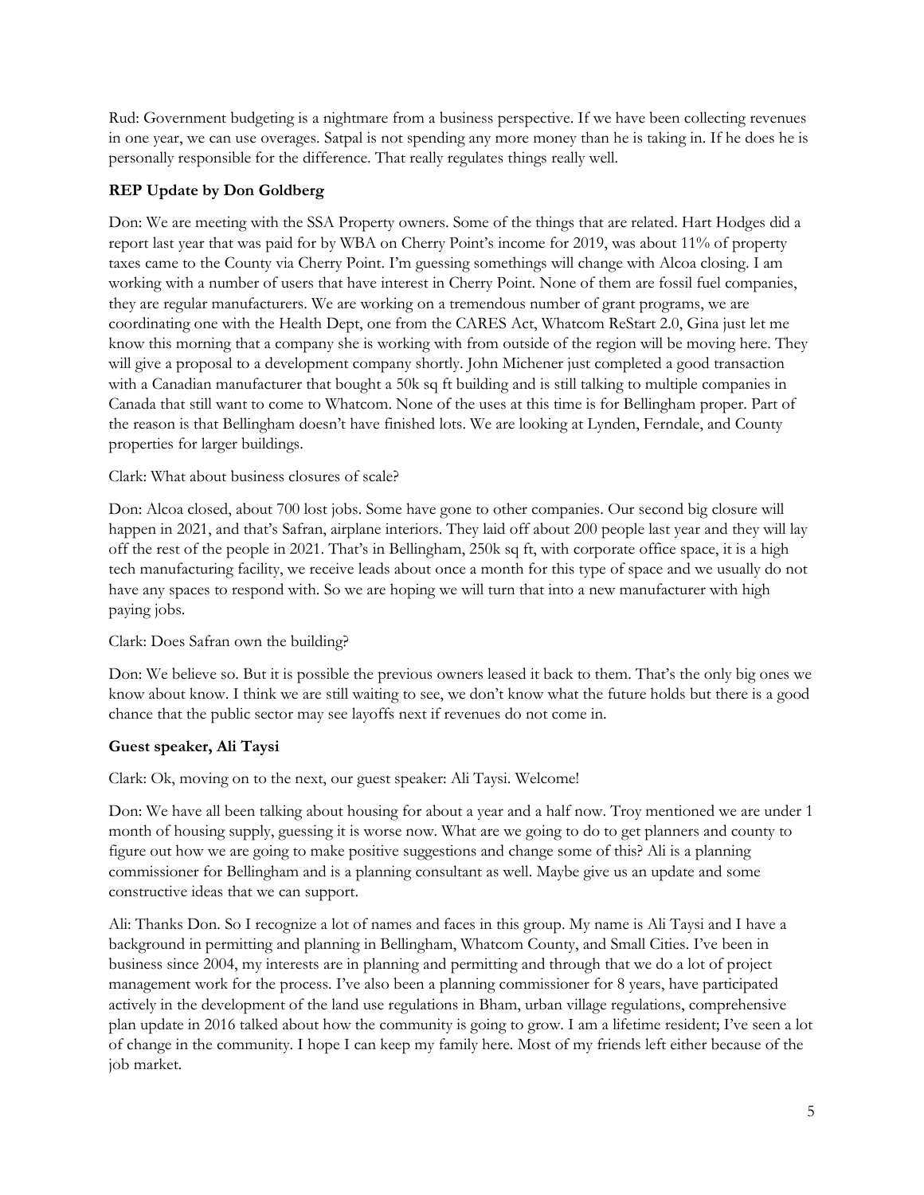Rud: Government budgeting is a nightmare from a business perspective. If we have been collecting revenues in one year, we can use overages. Satpal is not spending any more money than he is taking in. If he does he is personally responsible for the difference. That really regulates things really well.

**REP Update by Don Goldberg**

Don: We are meeting with the SSA Property owners. Some of the things that are related. Hart Hodges did a report last year that was paid for by WBA on Cherry Point's income for 2019, was about 11% of property taxes came to the County via Cherry Point. I'm guessing somethings will change with Alcoa closing. I am working with a number of users that have interest in Cherry Point. None of them are fossil fuel companies, they are regular manufacturers. We are working on a tremendous number of grant programs, we are coordinating one with the Health Dept, one from the CARES Act, Whatcom ReStart 2.0, Gina just let me know this morning that a company she is working with from outside of the region will be moving here. They will give a proposal to a development company shortly. John Michener just completed a good transaction with a Canadian manufacturer that bought a 50k sq ft building and is still talking to multiple companies in Canada that still want to come to Whatcom. None of the uses at this time is for Bellingham proper. Part of the reason is that Bellingham doesn't have finished lots. We are looking at Lynden, Ferndale, and County properties for larger buildings.

Clark: What about business closures of scale?

Don: Alcoa closed, about 700 lost jobs. Some have gone to other companies. Our second big closure will happen in 2021, and that's Safran, airplane interiors. They laid off about 200 people last year and they will lay off the rest of the people in 2021. That's in Bellingham, 250k sq ft, with corporate office space, it is a high tech manufacturing facility, we receive leads about once a month for this type of space and we usually do not have any spaces to respond with. So we are hoping we will turn that into a new manufacturer with high paying jobs.

Clark: Does Safran own the building?

Don: We believe so. But it is possible the previous owners leased it back to them. That's the only big ones we know about know. I think we are still waiting to see, we don't know what the future holds but there is a good chance that the public sector may see layoffs next if revenues do not come in.

**Guest speaker, Ali Taysi**

Clark: Ok, moving on to the next, our guest speaker: Ali Taysi. Welcome!

Don: We have all been talking about housing for about a year and a half now. Troy mentioned we are under 1 month of housing supply, guessing it is worse now. What are we going to do to get planners and county to figure out how we are going to make positive suggestions and change some of this? Ali is a planning commissioner for Bellingham and is a planning consultant as well. Maybe give us an update and some constructive ideas that we can support.

Ali: Thanks Don. So I recognize a lot of names and faces in this group. My name is Ali Taysi and I have a background in permitting and planning in Bellingham, Whatcom County, and Small Cities. I've been in business since 2004, my interests are in planning and permitting and through that we do a lot of project management work for the process. I've also been a planning commissioner for 8 years, have participated actively in the development of the land use regulations in Bham, urban village regulations, comprehensive plan update in 2016 talked about how the community is going to grow. I am a lifetime resident; I've seen a lot of change in the community. I hope I can keep my family here. Most of my friends left either because of the job market.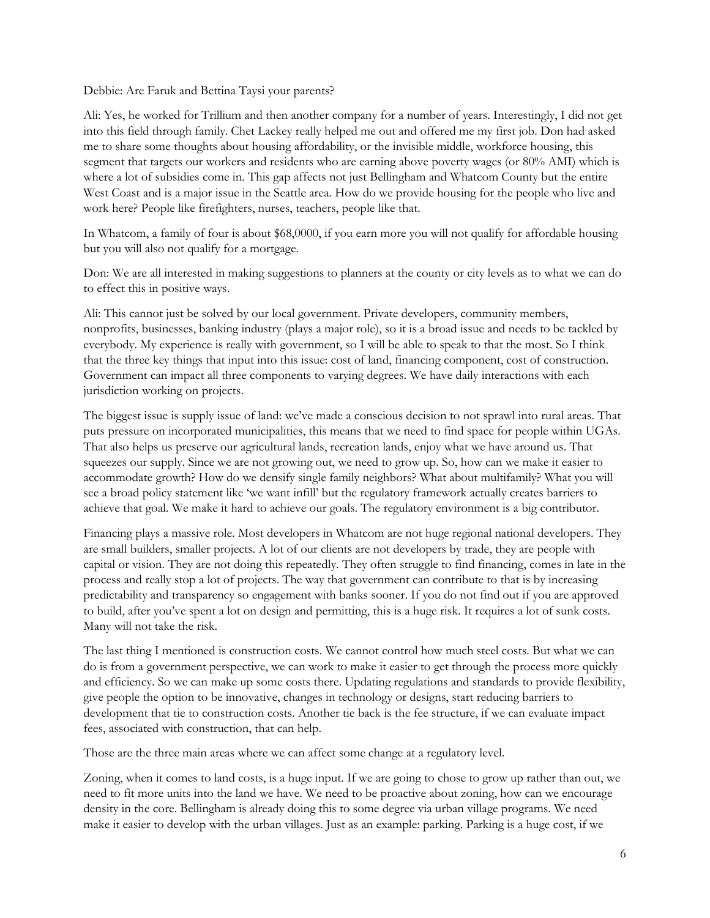Debbie: Are Faruk and Bettina Taysi your parents?

Ali: Yes, he worked for Trillium and then another company for a number of years. Interestingly, I did not get into this field through family. Chet Lackey really helped me out and offered me my first job. Don had asked me to share some thoughts about housing affordability, or the invisible middle, workforce housing, this segment that targets our workers and residents who are earning above poverty wages (or 80% AMI) which is where a lot of subsidies come in. This gap affects not just Bellingham and Whatcom County but the entire West Coast and is a major issue in the Seattle area. How do we provide housing for the people who live and work here? People like firefighters, nurses, teachers, people like that.

In Whatcom, a family of four is about $68,0000, if you earn more you will not qualify for affordable housing but you will also not qualify for a mortgage.

Don: We are all interested in making suggestions to planners at the county or city levels as to what we can do to effect this in positive ways.

Ali: This cannot just be solved by our local government. Private developers, community members, nonprofits, businesses, banking industry (plays a major role), so it is a broad issue and needs to be tackled by everybody. My experience is really with government, so I will be able to speak to that the most. So I think that the three key things that input into this issue: cost of land, financing component, cost of construction. Government can impact all three components to varying degrees. We have daily interactions with each jurisdiction working on projects.

The biggest issue is supply issue of land: we've made a conscious decision to not sprawl into rural areas. That puts pressure on incorporated municipalities, this means that we need to find space for people within UGAs. That also helps us preserve our agricultural lands, recreation lands, enjoy what we have around us. That squeezes our supply. Since we are not growing out, we need to grow up. So, how can we make it easier to accommodate growth? How do we densify single family neighbors? What about multifamily? What you will see a broad policy statement like 'we want infill' but the regulatory framework actually creates barriers to achieve that goal. We make it hard to achieve our goals. The regulatory environment is a big contributor.

Financing plays a massive role. Most developers in Whatcom are not huge regional national developers. They are small builders, smaller projects. A lot of our clients are not developers by trade, they are people with capital or vision. They are not doing this repeatedly. They often struggle to find financing, comes in late in the process and really stop a lot of projects. The way that government can contribute to that is by increasing predictability and transparency so engagement with banks sooner. If you do not find out if you are approved to build, after you've spent a lot on design and permitting, this is a huge risk. It requires a lot of sunk costs. Many will not take the risk.

The last thing I mentioned is construction costs. We cannot control how much steel costs. But what we can do is from a government perspective, we can work to make it easier to get through the process more quickly and efficiency. So we can make up some costs there. Updating regulations and standards to provide flexibility, give people the option to be innovative, changes in technology or designs, start reducing barriers to development that tie to construction costs. Another tie back is the fee structure, if we can evaluate impact fees, associated with construction, that can help.

Those are the three main areas where we can affect some change at a regulatory level.

Zoning, when it comes to land costs, is a huge input. If we are going to chose to grow up rather than out, we need to fit more units into the land we have. We need to be proactive about zoning, how can we encourage density in the core. Bellingham is already doing this to some degree via urban village programs. We need make it easier to develop with the urban villages. Just as an example: parking. Parking is a huge cost, if we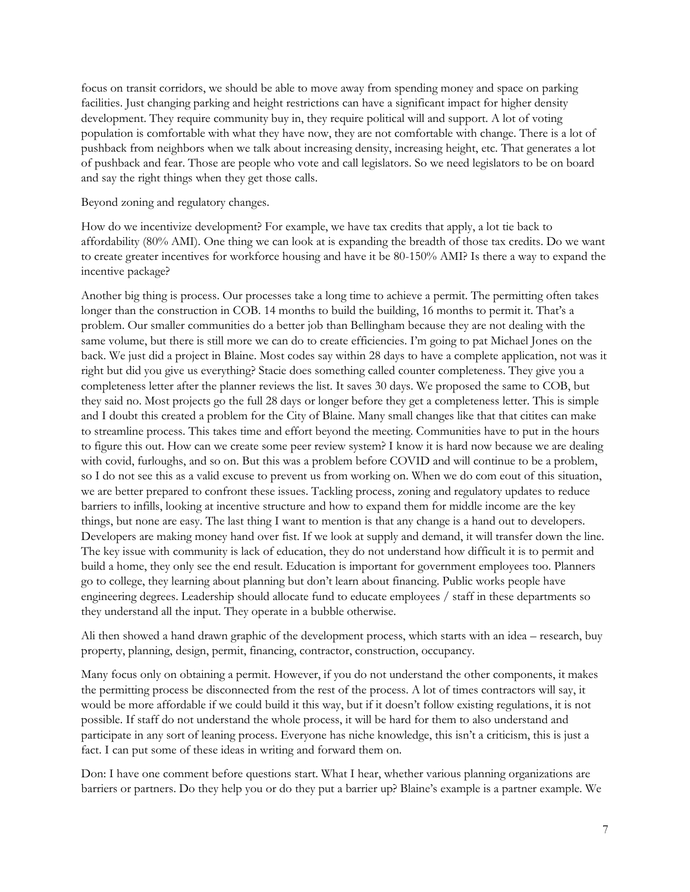focus on transit corridors, we should be able to move away from spending money and space on parking facilities. Just changing parking and height restrictions can have a significant impact for higher density development. They require community buy in, they require political will and support. A lot of voting population is comfortable with what they have now, they are not comfortable with change. There is a lot of pushback from neighbors when we talk about increasing density, increasing height, etc. That generates a lot of pushback and fear. Those are people who vote and call legislators. So we need legislators to be on board and say the right things when they get those calls.

Beyond zoning and regulatory changes.

How do we incentivize development? For example, we have tax credits that apply, a lot tie back to affordability (80% AMI). One thing we can look at is expanding the breadth of those tax credits. Do we want to create greater incentives for workforce housing and have it be 80-150% AMI? Is there a way to expand the incentive package?

Another big thing is process. Our processes take a long time to achieve a permit. The permitting often takes longer than the construction in COB. 14 months to build the building, 16 months to permit it. That's a problem. Our smaller communities do a better job than Bellingham because they are not dealing with the same volume, but there is still more we can do to create efficiencies. I'm going to pat Michael Jones on the back. We just did a project in Blaine. Most codes say within 28 days to have a complete application, not was it right but did you give us everything? Stacie does something called counter completeness. They give you a completeness letter after the planner reviews the list. It saves 30 days. We proposed the same to COB, but they said no. Most projects go the full 28 days or longer before they get a completeness letter. This is simple and I doubt this created a problem for the City of Blaine. Many small changes like that that citites can make to streamline process. This takes time and effort beyond the meeting. Communities have to put in the hours to figure this out. How can we create some peer review system? I know it is hard now because we are dealing with covid, furloughs, and so on. But this was a problem before COVID and will continue to be a problem, so I do not see this as a valid excuse to prevent us from working on. When we do com eout of this situation, we are better prepared to confront these issues. Tackling process, zoning and regulatory updates to reduce barriers to infills, looking at incentive structure and how to expand them for middle income are the key things, but none are easy. The last thing I want to mention is that any change is a hand out to developers. Developers are making money hand over fist. If we look at supply and demand, it will transfer down the line. The key issue with community is lack of education, they do not understand how difficult it is to permit and build a home, they only see the end result. Education is important for government employees too. Planners go to college, they learning about planning but don't learn about financing. Public works people have engineering degrees. Leadership should allocate fund to educate employees / staff in these departments so they understand all the input. They operate in a bubble otherwise.

Ali then showed a hand drawn graphic of the development process, which starts with an idea – research, buy property, planning, design, permit, financing, contractor, construction, occupancy.

Many focus only on obtaining a permit. However, if you do not understand the other components, it makes the permitting process be disconnected from the rest of the process. A lot of times contractors will say, it would be more affordable if we could build it this way, but if it doesn't follow existing regulations, it is not possible. If staff do not understand the whole process, it will be hard for them to also understand and participate in any sort of leaning process. Everyone has niche knowledge, this isn't a criticism, this is just a fact. I can put some of these ideas in writing and forward them on.

Don: I have one comment before questions start. What I hear, whether various planning organizations are barriers or partners. Do they help you or do they put a barrier up? Blaine's example is a partner example. We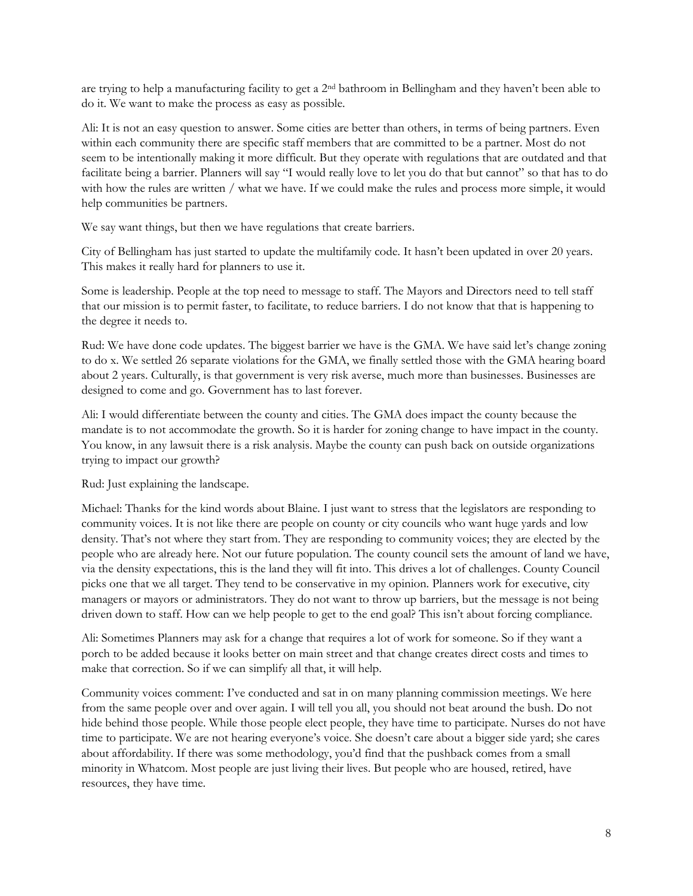are trying to help a manufacturing facility to get a 2nd bathroom in Bellingham and they haven't been able to do it. We want to make the process as easy as possible.

Ali: It is not an easy question to answer. Some cities are better than others, in terms of being partners. Even within each community there are specific staff members that are committed to be a partner. Most do not seem to be intentionally making it more difficult. But they operate with regulations that are outdated and that facilitate being a barrier. Planners will say "I would really love to let you do that but cannot" so that has to do with how the rules are written / what we have. If we could make the rules and process more simple, it would help communities be partners.

We say want things, but then we have regulations that create barriers.

City of Bellingham has just started to update the multifamily code. It hasn't been updated in over 20 years. This makes it really hard for planners to use it.

Some is leadership. People at the top need to message to staff. The Mayors and Directors need to tell staff that our mission is to permit faster, to facilitate, to reduce barriers. I do not know that that is happening to the degree it needs to.

Rud: We have done code updates. The biggest barrier we have is the GMA. We have said let's change zoning to do x. We settled 26 separate violations for the GMA, we finally settled those with the GMA hearing board about 2 years. Culturally, is that government is very risk averse, much more than businesses. Businesses are designed to come and go. Government has to last forever.

Ali: I would differentiate between the county and cities. The GMA does impact the county because the mandate is to not accommodate the growth. So it is harder for zoning change to have impact in the county. You know, in any lawsuit there is a risk analysis. Maybe the county can push back on outside organizations trying to impact our growth?

Rud: Just explaining the landscape.

Michael: Thanks for the kind words about Blaine. I just want to stress that the legislators are responding to community voices. It is not like there are people on county or city councils who want huge yards and low density. That's not where they start from. They are responding to community voices; they are elected by the people who are already here. Not our future population. The county council sets the amount of land we have, via the density expectations, this is the land they will fit into. This drives a lot of challenges. County Council picks one that we all target. They tend to be conservative in my opinion. Planners work for executive, city managers or mayors or administrators. They do not want to throw up barriers, but the message is not being driven down to staff. How can we help people to get to the end goal? This isn't about forcing compliance.

Ali: Sometimes Planners may ask for a change that requires a lot of work for someone. So if they want a porch to be added because it looks better on main street and that change creates direct costs and times to make that correction. So if we can simplify all that, it will help.

Community voices comment: I've conducted and sat in on many planning commission meetings. We here from the same people over and over again. I will tell you all, you should not beat around the bush. Do not hide behind those people. While those people elect people, they have time to participate. Nurses do not have time to participate. We are not hearing everyone's voice. She doesn't care about a bigger side yard; she cares about affordability. If there was some methodology, you'd find that the pushback comes from a small minority in Whatcom. Most people are just living their lives. But people who are housed, retired, have resources, they have time.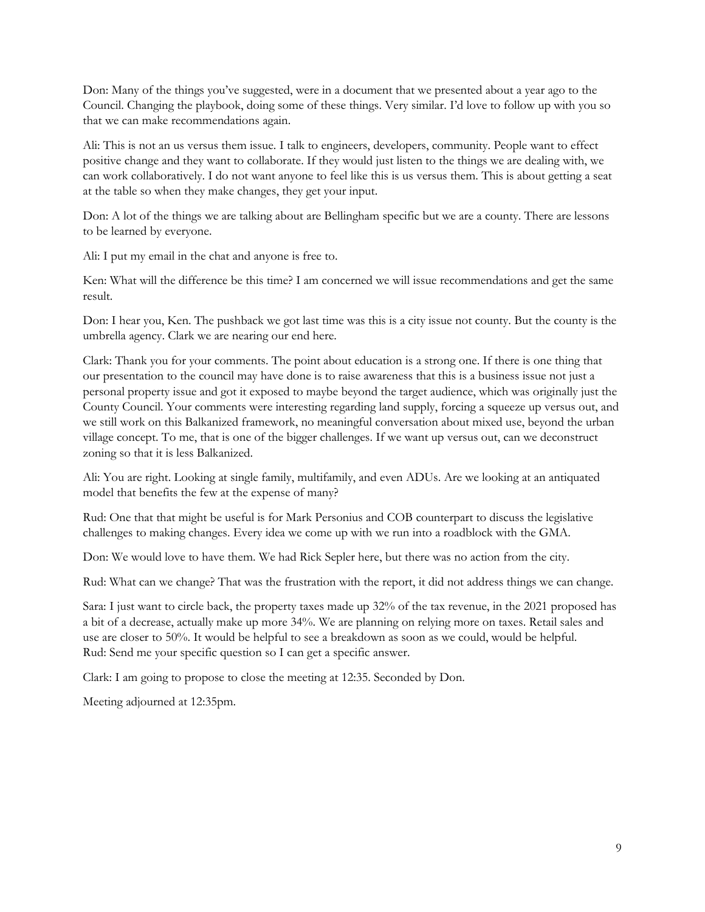Don: Many of the things you've suggested, were in a document that we presented about a year ago to the Council. Changing the playbook, doing some of these things. Very similar. I'd love to follow up with you so that we can make recommendations again.

Ali: This is not an us versus them issue. I talk to engineers, developers, community. People want to effect positive change and they want to collaborate. If they would just listen to the things we are dealing with, we can work collaboratively. I do not want anyone to feel like this is us versus them. This is about getting a seat at the table so when they make changes, they get your input.

Don: A lot of the things we are talking about are Bellingham specific but we are a county. There are lessons to be learned by everyone.

Ali: I put my email in the chat and anyone is free to.

Ken: What will the difference be this time? I am concerned we will issue recommendations and get the same result.

Don: I hear you, Ken. The pushback we got last time was this is a city issue not county. But the county is the umbrella agency. Clark we are nearing our end here.

Clark: Thank you for your comments. The point about education is a strong one. If there is one thing that our presentation to the council may have done is to raise awareness that this is a business issue not just a personal property issue and got it exposed to maybe beyond the target audience, which was originally just the County Council. Your comments were interesting regarding land supply, forcing a squeeze up versus out, and we still work on this Balkanized framework, no meaningful conversation about mixed use, beyond the urban village concept. To me, that is one of the bigger challenges. If we want up versus out, can we deconstruct zoning so that it is less Balkanized.

Ali: You are right. Looking at single family, multifamily, and even ADUs. Are we looking at an antiquated model that benefits the few at the expense of many?

Rud: One that that might be useful is for Mark Personius and COB counterpart to discuss the legislative challenges to making changes. Every idea we come up with we run into a roadblock with the GMA.

Don: We would love to have them. We had Rick Sepler here, but there was no action from the city.

Rud: What can we change? That was the frustration with the report, it did not address things we can change.

Sara: I just want to circle back, the property taxes made up 32% of the tax revenue, in the 2021 proposed has a bit of a decrease, actually make up more 34%. We are planning on relying more on taxes. Retail sales and use are closer to 50%. It would be helpful to see a breakdown as soon as we could, would be helpful.
Rud: Send me your specific question so I can get a specific answer.

Clark: I am going to propose to close the meeting at 12:35. Seconded by Don.

Meeting adjourned at 12:35pm.